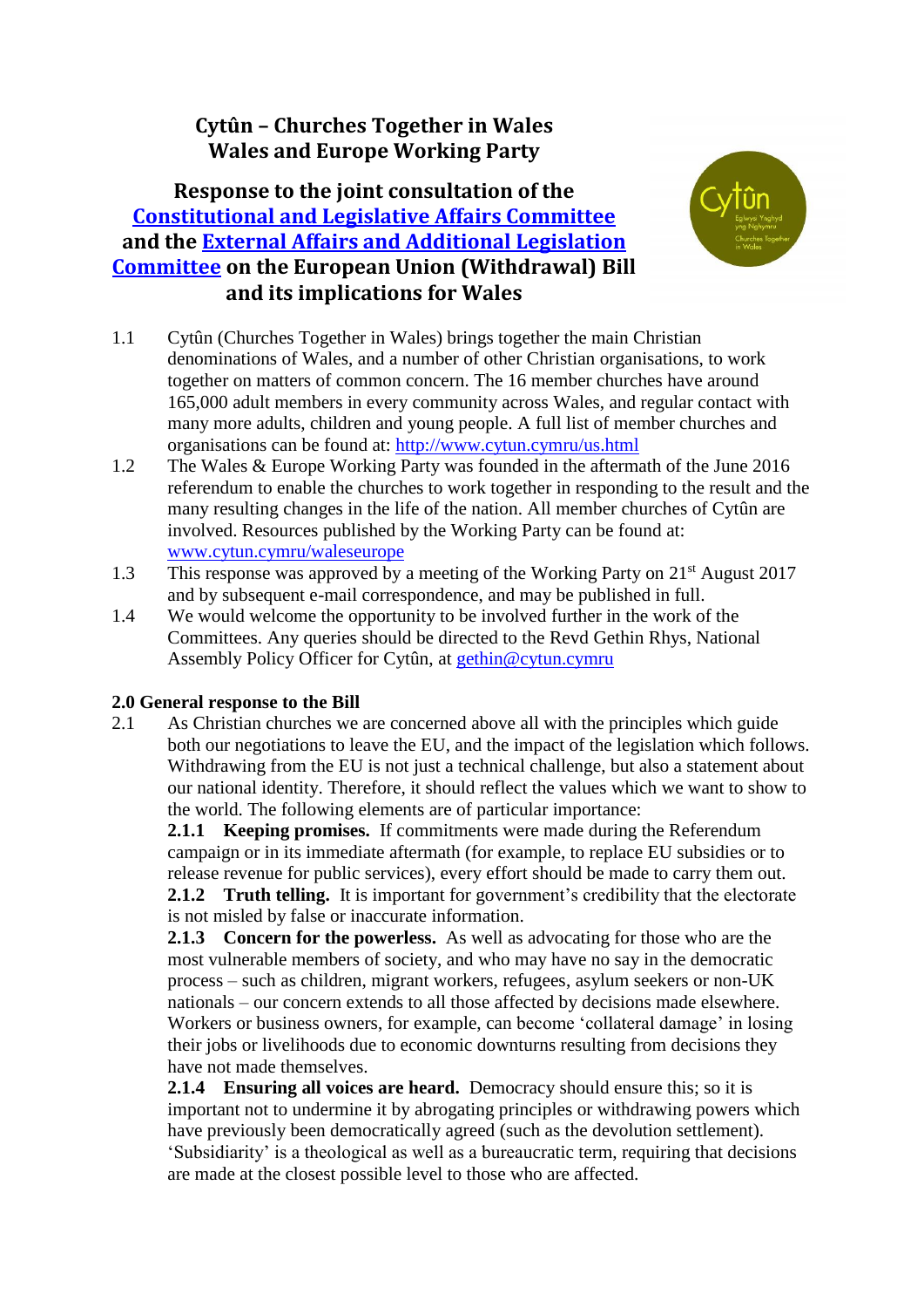# Cytûn – Churches Together in Wales
# Wales and Europe Working Party

## Response to the joint consultation of the [Constitutional and Legislative Affairs Committee](#) and the [External Affairs and Additional Legislation Committee](#) on the European Union (Withdrawal) Bill and its implications for Wales

1.1 Cytûn (Churches Together in Wales) brings together the main Christian denominations of Wales, and a number of other Christian organisations, to work together on matters of common concern. The 16 member churches have around 165,000 adult members in every community across Wales, and regular contact with many more adults, children and young people. A full list of member churches and organisations can be found at: http://www.cytun.cymru/us.html

1.2 The Wales & Europe Working Party was founded in the aftermath of the June 2016 referendum to enable the churches to work together in responding to the result and the many resulting changes in the life of the nation. All member churches of Cytûn are involved. Resources published by the Working Party can be found at: www.cytun.cymru/waleseurope

1.3 This response was approved by a meeting of the Working Party on 21st August 2017 and by subsequent e-mail correspondence, and may be published in full.

1.4 We would welcome the opportunity to be involved further in the work of the Committees. Any queries should be directed to the Revd Gethin Rhys, National Assembly Policy Officer for Cytûn, at gethin@cytun.cymru

### 2.0 General response to the Bill

2.1 As Christian churches we are concerned above all with the principles which guide both our negotiations to leave the EU, and the impact of the legislation which follows. Withdrawing from the EU is not just a technical challenge, but also a statement about our national identity. Therefore, it should reflect the values which we want to show to the world. The following elements are of particular importance:

**2.1.1 Keeping promises.** If commitments were made during the Referendum campaign or in its immediate aftermath (for example, to replace EU subsidies or to release revenue for public services), every effort should be made to carry them out.

**2.1.2 Truth telling.** It is important for government's credibility that the electorate is not misled by false or inaccurate information.

**2.1.3 Concern for the powerless.** As well as advocating for those who are the most vulnerable members of society, and who may have no say in the democratic process – such as children, migrant workers, refugees, asylum seekers or non-UK nationals – our concern extends to all those affected by decisions made elsewhere. Workers or business owners, for example, can become 'collateral damage' in losing their jobs or livelihoods due to economic downturns resulting from decisions they have not made themselves.

**2.1.4 Ensuring all voices are heard.** Democracy should ensure this; so it is important not to undermine it by abrogating principles or withdrawing powers which have previously been democratically agreed (such as the devolution settlement). 'Subsidiarity' is a theological as well as a bureaucratic term, requiring that decisions are made at the closest possible level to those who are affected.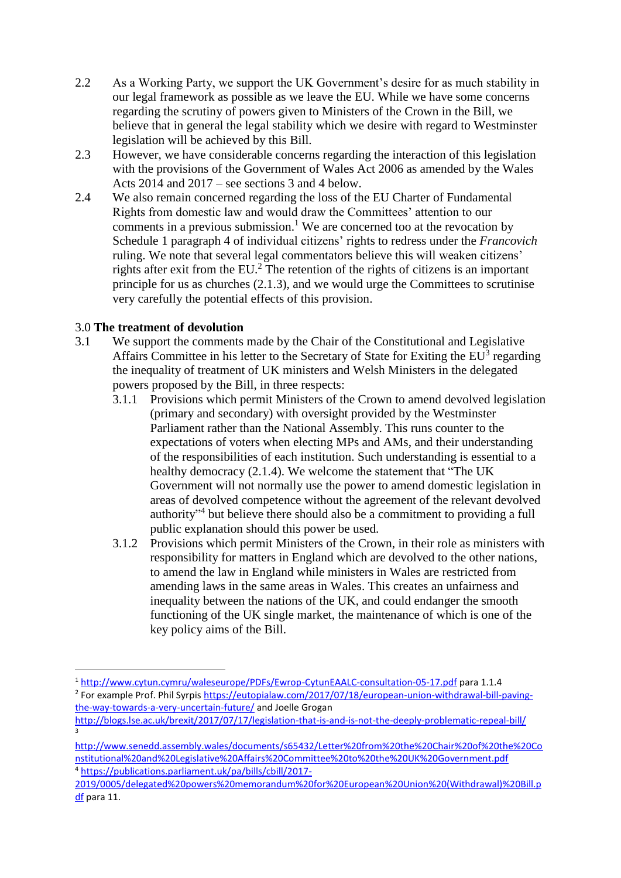2.2 As a Working Party, we support the UK Government's desire for as much stability in our legal framework as possible as we leave the EU. While we have some concerns regarding the scrutiny of powers given to Ministers of the Crown in the Bill, we believe that in general the legal stability which we desire with regard to Westminster legislation will be achieved by this Bill.

2.3 However, we have considerable concerns regarding the interaction of this legislation with the provisions of the Government of Wales Act 2006 as amended by the Wales Acts 2014 and 2017 – see sections 3 and 4 below.

2.4 We also remain concerned regarding the loss of the EU Charter of Fundamental Rights from domestic law and would draw the Committees' attention to our comments in a previous submission.[1] We are concerned too at the revocation by Schedule 1 paragraph 4 of individual citizens' rights to redress under the *Francovich* ruling. We note that several legal commentators believe this will weaken citizens' rights after exit from the EU.[2] The retention of the rights of citizens is an important principle for us as churches (2.1.3), and we would urge the Committees to scrutinise very carefully the potential effects of this provision.

### 3.0 The treatment of devolution

3.1 We support the comments made by the Chair of the Constitutional and Legislative Affairs Committee in his letter to the Secretary of State for Exiting the EU[3] regarding the inequality of treatment of UK ministers and Welsh Ministers in the delegated powers proposed by the Bill, in three respects:

3.1.1 Provisions which permit Ministers of the Crown to amend devolved legislation (primary and secondary) with oversight provided by the Westminster Parliament rather than the National Assembly. This runs counter to the expectations of voters when electing MPs and AMs, and their understanding of the responsibilities of each institution. Such understanding is essential to a healthy democracy (2.1.4). We welcome the statement that "The UK Government will not normally use the power to amend domestic legislation in areas of devolved competence without the agreement of the relevant devolved authority"[4] but believe there should also be a commitment to providing a full public explanation should this power be used.

3.1.2 Provisions which permit Ministers of the Crown, in their role as ministers with responsibility for matters in England which are devolved to the other nations, to amend the law in England while ministers in Wales are restricted from amending laws in the same areas in Wales. This creates an unfairness and inequality between the nations of the UK, and could endanger the smooth functioning of the UK single market, the maintenance of which is one of the key policy aims of the Bill.

---

[1] http://www.cytun.cymru/waleseurope/PDFs/Ewrop-CytunEAALC-consultation-05-17.pdf para 1.1.4

[2] For example Prof. Phil Syrpis https://eutopialaw.com/2017/07/18/european-union-withdrawal-bill-paving-the-way-towards-a-very-uncertain-future/ and Joelle Grogan http://blogs.lse.ac.uk/brexit/2017/07/17/legislation-that-is-and-is-not-the-deeply-problematic-repeal-bill/

[3] http://www.senedd.assembly.wales/documents/s65432/Letter%20from%20the%20Chair%20of%20the%20Constitutional%20and%20Legislative%20Affairs%20Committee%20to%20the%20UK%20Government.pdf

[4] https://publications.parliament.uk/pa/bills/cbill/2017-2019/0005/delegated%20powers%20memorandum%20for%20European%20Union%20(Withdrawal)%20Bill.pdf para 11.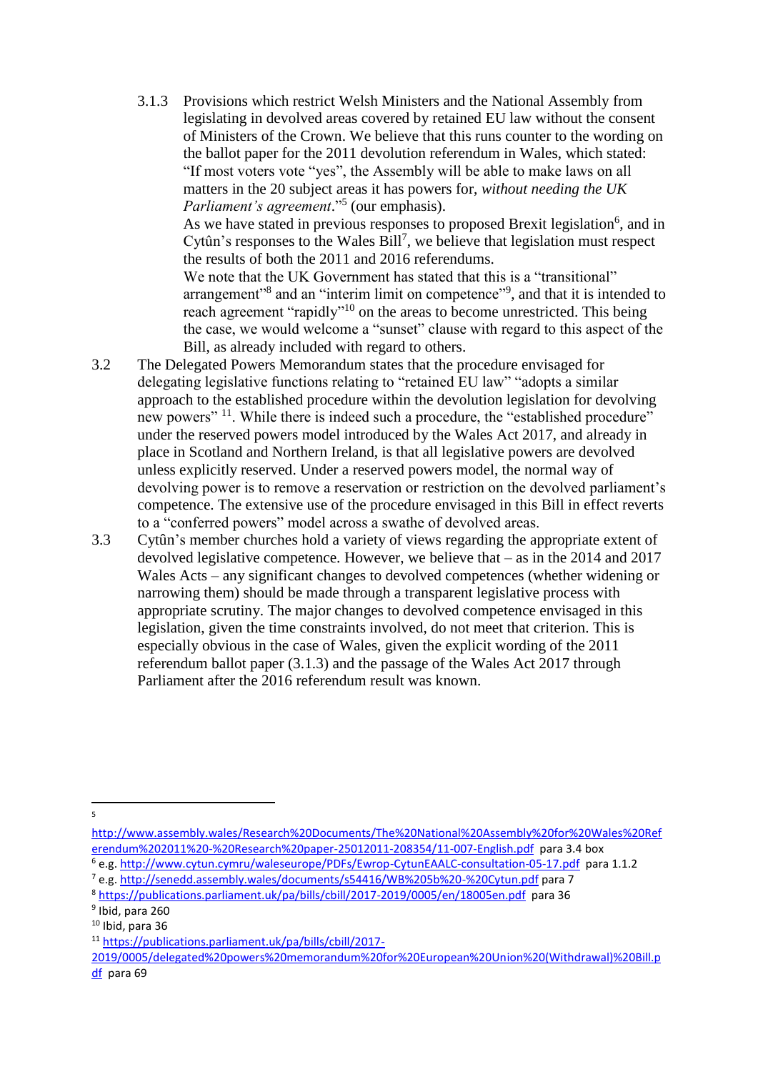3.1.3 Provisions which restrict Welsh Ministers and the National Assembly from legislating in devolved areas covered by retained EU law without the consent of Ministers of the Crown. We believe that this runs counter to the wording on the ballot paper for the 2011 devolution referendum in Wales, which stated: "If most voters vote "yes", the Assembly will be able to make laws on all matters in the 20 subject areas it has powers for, *without needing the UK Parliament's agreement*."[5] (our emphasis).

As we have stated in previous responses to proposed Brexit legislation[6], and in Cytûn's responses to the Wales Bill[7], we believe that legislation must respect the results of both the 2011 and 2016 referendums.

We note that the UK Government has stated that this is a "transitional" arrangement"[8] and an "interim limit on competence"[9], and that it is intended to reach agreement "rapidly"[10] on the areas to become unrestricted. This being the case, we would welcome a "sunset" clause with regard to this aspect of the Bill, as already included with regard to others.

3.2 The Delegated Powers Memorandum states that the procedure envisaged for delegating legislative functions relating to "retained EU law" "adopts a similar approach to the established procedure within the devolution legislation for devolving new powers" [11]. While there is indeed such a procedure, the "established procedure" under the reserved powers model introduced by the Wales Act 2017, and already in place in Scotland and Northern Ireland, is that all legislative powers are devolved unless explicitly reserved. Under a reserved powers model, the normal way of devolving power is to remove a reservation or restriction on the devolved parliament's competence. The extensive use of the procedure envisaged in this Bill in effect reverts to a "conferred powers" model across a swathe of devolved areas.

3.3 Cytûn's member churches hold a variety of views regarding the appropriate extent of devolved legislative competence. However, we believe that – as in the 2014 and 2017 Wales Acts – any significant changes to devolved competences (whether widening or narrowing them) should be made through a transparent legislative process with appropriate scrutiny. The major changes to devolved competence envisaged in this legislation, given the time constraints involved, do not meet that criterion. This is especially obvious in the case of Wales, given the explicit wording of the 2011 referendum ballot paper (3.1.3) and the passage of the Wales Act 2017 through Parliament after the 2016 referendum result was known.

---

[5] http://www.assembly.wales/Research%20Documents/The%20National%20Assembly%20for%20Wales%20Referendum%202011%20-%20Research%20paper-25012011-208354/11-007-English.pdf para 3.4 box

[6] e.g. http://www.cytun.cymru/waleseurope/PDFs/Ewrop-CytunEAALC-consultation-05-17.pdf para 1.1.2

[7] e.g. http://senedd.assembly.wales/documents/s54416/WB%205b%20-%20Cytun.pdf para 7

[8] https://publications.parliament.uk/pa/bills/cbill/2017-2019/0005/en/18005en.pdf para 36

[9] Ibid, para 260

[10] Ibid, para 36

[11] https://publications.parliament.uk/pa/bills/cbill/2017-2019/0005/delegated%20powers%20memorandum%20for%20European%20Union%20(Withdrawal)%20Bill.pdf para 69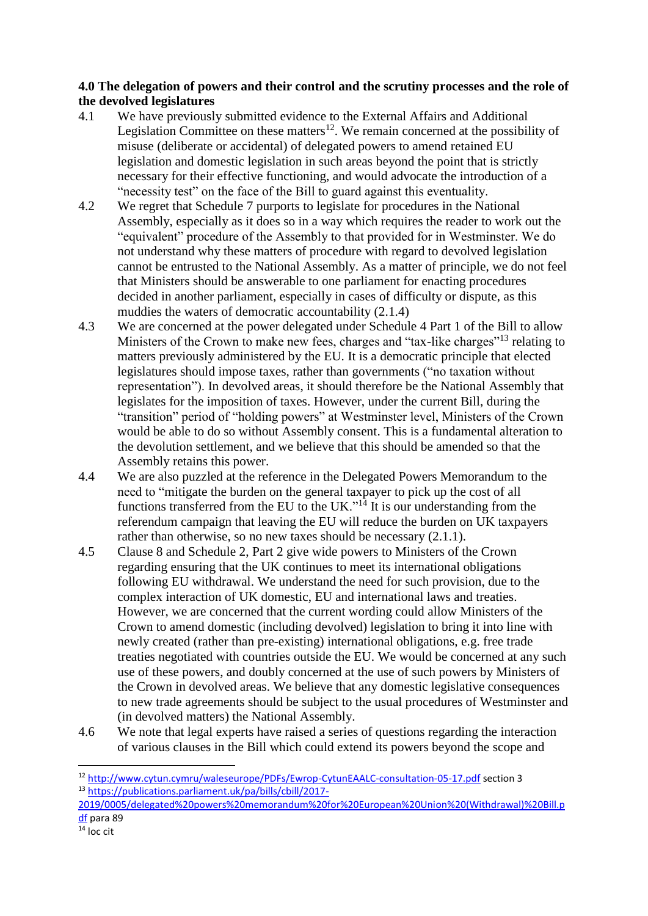**4.0 The delegation of powers and their control and the scrutiny processes and the role of the devolved legislatures**

4.1 We have previously submitted evidence to the External Affairs and Additional Legislation Committee on these matters[12]. We remain concerned at the possibility of misuse (deliberate or accidental) of delegated powers to amend retained EU legislation and domestic legislation in such areas beyond the point that is strictly necessary for their effective functioning, and would advocate the introduction of a "necessity test" on the face of the Bill to guard against this eventuality.

4.2 We regret that Schedule 7 purports to legislate for procedures in the National Assembly, especially as it does so in a way which requires the reader to work out the "equivalent" procedure of the Assembly to that provided for in Westminster. We do not understand why these matters of procedure with regard to devolved legislation cannot be entrusted to the National Assembly. As a matter of principle, we do not feel that Ministers should be answerable to one parliament for enacting procedures decided in another parliament, especially in cases of difficulty or dispute, as this muddies the waters of democratic accountability (2.1.4)

4.3 We are concerned at the power delegated under Schedule 4 Part 1 of the Bill to allow Ministers of the Crown to make new fees, charges and "tax-like charges"[13] relating to matters previously administered by the EU. It is a democratic principle that elected legislatures should impose taxes, rather than governments ("no taxation without representation"). In devolved areas, it should therefore be the National Assembly that legislates for the imposition of taxes. However, under the current Bill, during the "transition" period of "holding powers" at Westminster level, Ministers of the Crown would be able to do so without Assembly consent. This is a fundamental alteration to the devolution settlement, and we believe that this should be amended so that the Assembly retains this power.

4.4 We are also puzzled at the reference in the Delegated Powers Memorandum to the need to "mitigate the burden on the general taxpayer to pick up the cost of all functions transferred from the EU to the UK."[14] It is our understanding from the referendum campaign that leaving the EU will reduce the burden on UK taxpayers rather than otherwise, so no new taxes should be necessary (2.1.1).

4.5 Clause 8 and Schedule 2, Part 2 give wide powers to Ministers of the Crown regarding ensuring that the UK continues to meet its international obligations following EU withdrawal. We understand the need for such provision, due to the complex interaction of UK domestic, EU and international laws and treaties. However, we are concerned that the current wording could allow Ministers of the Crown to amend domestic (including devolved) legislation to bring it into line with newly created (rather than pre-existing) international obligations, e.g. free trade treaties negotiated with countries outside the EU. We would be concerned at any such use of these powers, and doubly concerned at the use of such powers by Ministers of the Crown in devolved areas. We believe that any domestic legislative consequences to new trade agreements should be subject to the usual procedures of Westminster and (in devolved matters) the National Assembly.

4.6 We note that legal experts have raised a series of questions regarding the interaction of various clauses in the Bill which could extend its powers beyond the scope and

---

[12] http://www.cytun.cymru/waleseurope/PDFs/Ewrop-CytunEAALC-consultation-05-17.pdf section 3

[13] https://publications.parliament.uk/pa/bills/cbill/2017-2019/0005/delegated%20powers%20memorandum%20for%20European%20Union%20(Withdrawal)%20Bill.pdf para 89

[14] loc cit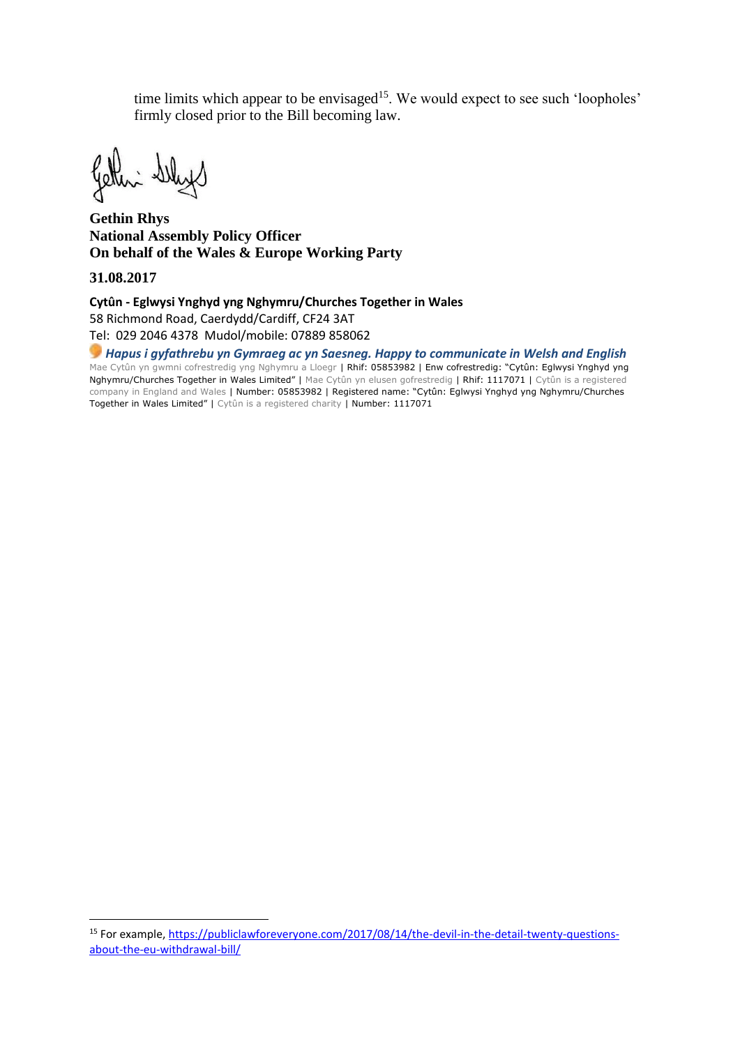time limits which appear to be envisaged[15]. We would expect to see such 'loopholes' firmly closed prior to the Bill becoming law.

**Gethin Rhys**
**National Assembly Policy Officer**
**On behalf of the Wales & Europe Working Party**

**31.08.2017**

**Cytûn - Eglwysi Ynghyd yng Nghymru/Churches Together in Wales**
58 Richmond Road, Caerdydd/Cardiff, CF24 3AT
Tel: 029 2046 4378 Mudol/mobile: 07889 858062

***Hapus i gyfathrebu yn Gymraeg ac yn Saesneg. Happy to communicate in Welsh and English***

Mae Cytûn yn gwmni cofrestredig yng Nghymru a Lloegr | Rhif: 05853982 | Enw cofrestredig: "Cytûn: Eglwysi Ynghyd yng Nghymru/Churches Together in Wales Limited" | Mae Cytûn yn elusen gofrestredig | Rhif: 1117071 | Cytûn is a registered company in England and Wales | Number: 05853982 | Registered name: "Cytûn: Eglwysi Ynghyd yng Nghymru/Churches Together in Wales Limited" | Cytûn is a registered charity | Number: 1117071

---

[15] For example, https://publiclawforeveryone.com/2017/08/14/the-devil-in-the-detail-twenty-questions-about-the-eu-withdrawal-bill/